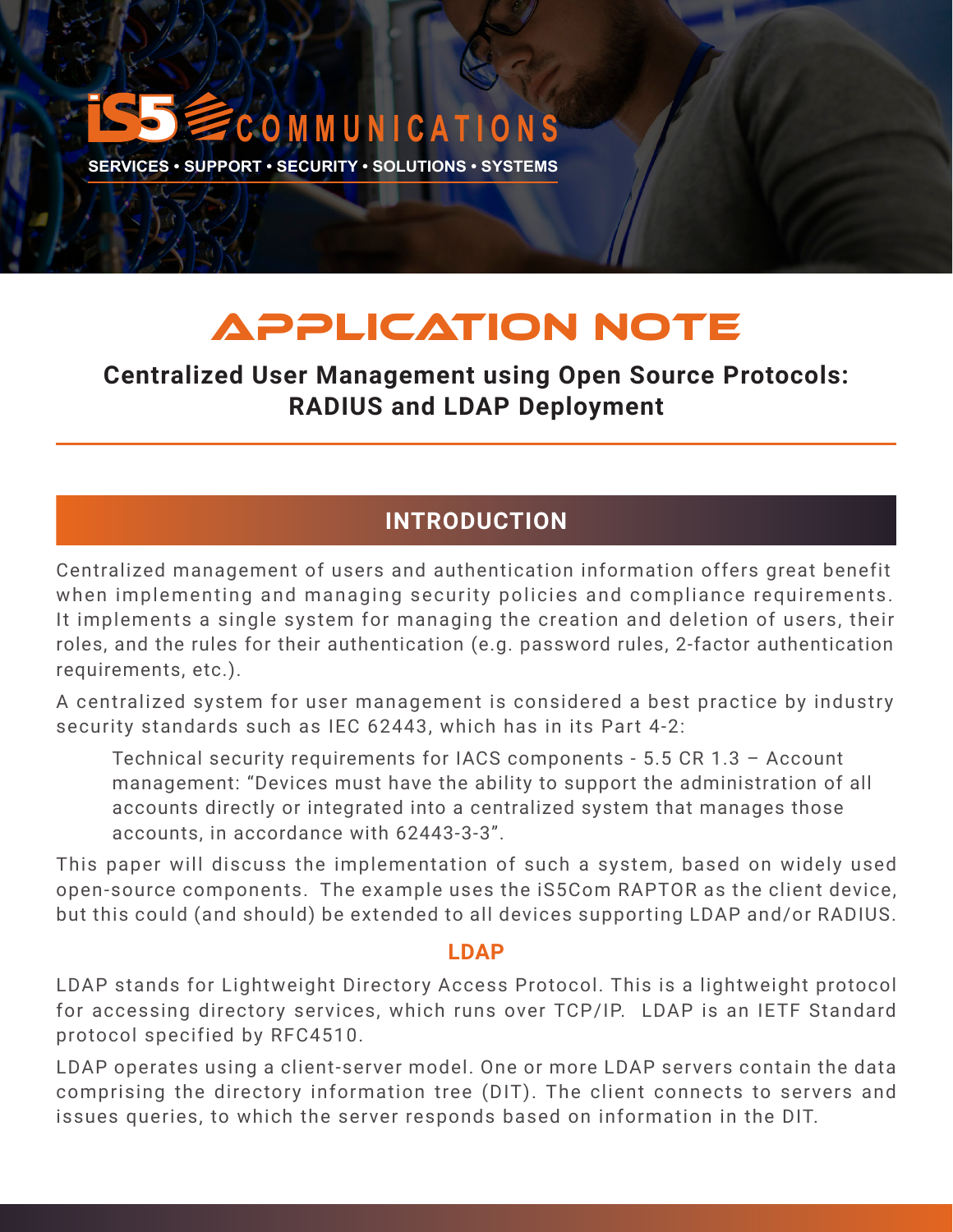iS5 COMMUNICATIONS

SERVICES • SUPPORT • SECURITY • SOLUTIONS • SYSTEMS

# APPLICATION NOTE

## Centralized User Management using Open Source Protocols: RADIUS and LDAP Deployment

## INTRODUCTION

Centralized management of users and authentication information offers great benefit when implementing and managing security policies and compliance requirements. It implements a single system for managing the creation and deletion of users, their roles, and the rules for their authentication (e.g. password rules, 2-factor authentication requirements, etc.).

A centralized system for user management is considered a best practice by industry security standards such as IEC 62443, which has in its Part 4-2:

> Technical security requirements for IACS components - 5.5 CR 1.3 – Account management: "Devices must have the ability to support the administration of all accounts directly or integrated into a centralized system that manages those accounts, in accordance with 62443-3-3".

This paper will discuss the implementation of such a system, based on widely used open-source components. The example uses the iS5Com RAPTOR as the client device, but this could (and should) be extended to all devices supporting LDAP and/or RADIUS.

### LDAP

LDAP stands for Lightweight Directory Access Protocol. This is a lightweight protocol for accessing directory services, which runs over TCP/IP. LDAP is an IETF Standard protocol specified by RFC4510.

LDAP operates using a client-server model. One or more LDAP servers contain the data comprising the directory information tree (DIT). The client connects to servers and issues queries, to which the server responds based on information in the DIT.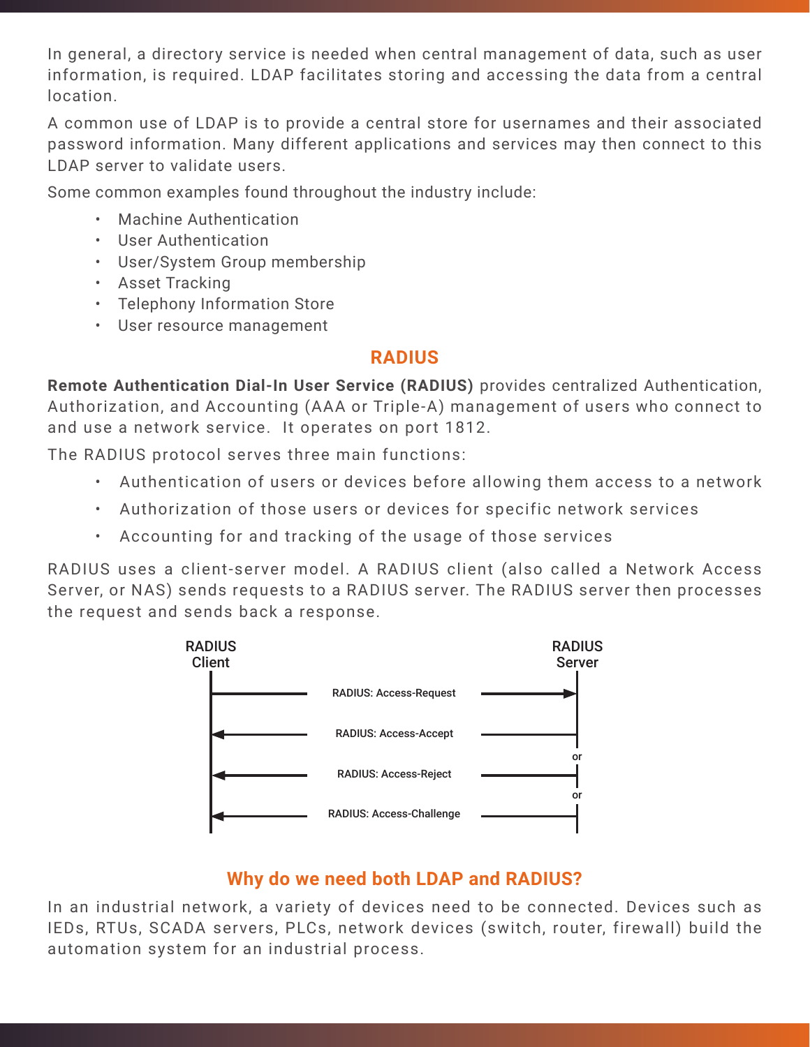In general, a directory service is needed when central management of data, such as user information, is required. LDAP facilitates storing and accessing the data from a central location.

A common use of LDAP is to provide a central store for usernames and their associated password information. Many different applications and services may then connect to this LDAP server to validate users.

Some common examples found throughout the industry include:

- Machine Authentication
- User Authentication
- User/System Group membership
- Asset Tracking
- Telephony Information Store
- User resource management

## RADIUS

**Remote Authentication Dial-In User Service (RADIUS)** provides centralized Authentication, Authorization, and Accounting (AAA or Triple-A) management of users who connect to and use a network service. It operates on port 1812.

The RADIUS protocol serves three main functions:

- Authentication of users or devices before allowing them access to a network
- Authorization of those users or devices for specific network services
- Accounting for and tracking of the usage of those services

RADIUS uses a client-server model. A RADIUS client (also called a Network Access Server, or NAS) sends requests to a RADIUS server. The RADIUS server then processes the request and sends back a response.

RADIUS Client | RADIUS Server

RADIUS: Access-Request

RADIUS: Access-Accept

or

RADIUS: Access-Reject

or

RADIUS: Access-Challenge

## Why do we need both LDAP and RADIUS?

In an industrial network, a variety of devices need to be connected. Devices such as IEDs, RTUs, SCADA servers, PLCs, network devices (switch, router, firewall) build the automation system for an industrial process.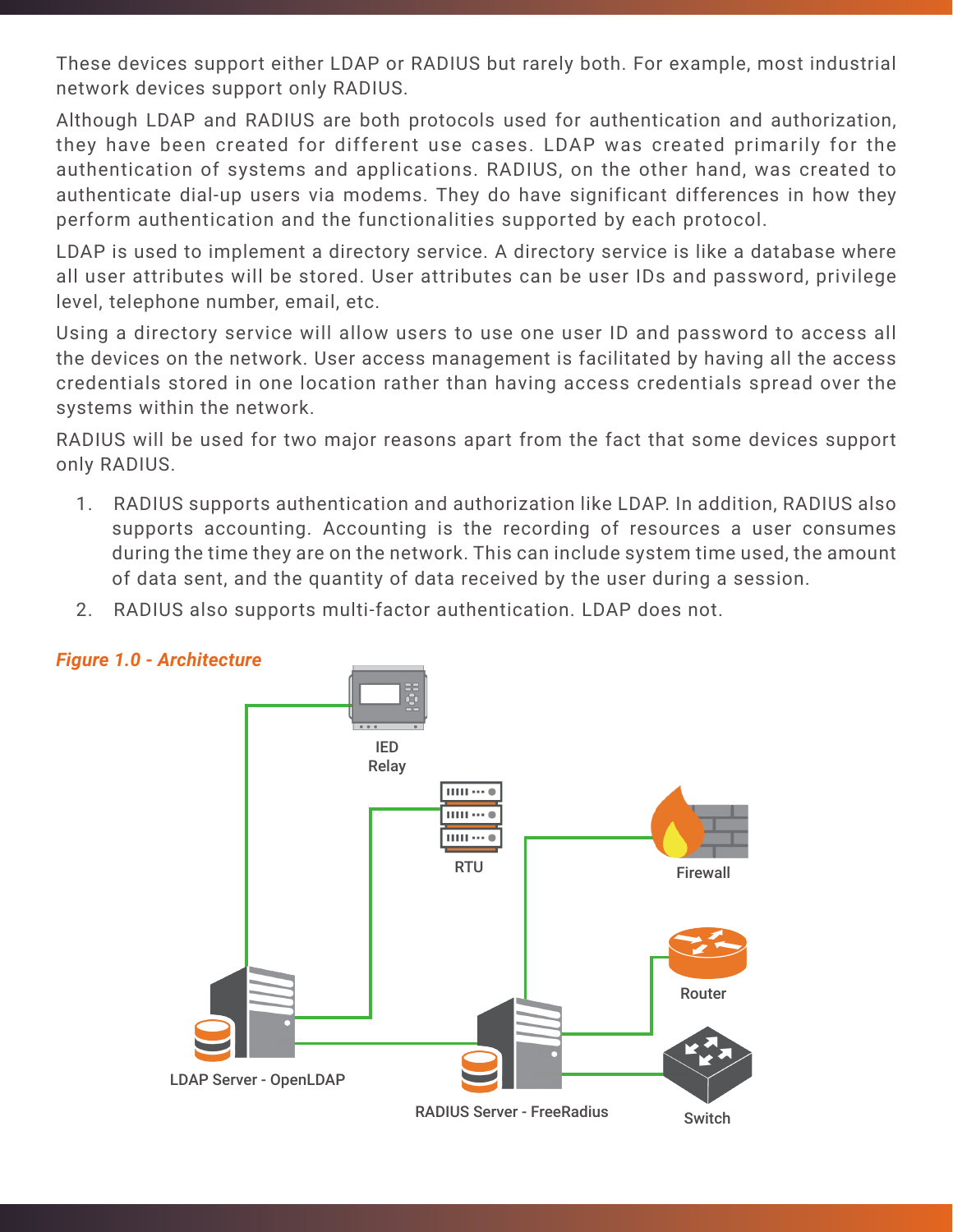These devices support either LDAP or RADIUS but rarely both. For example, most industrial network devices support only RADIUS.

Although LDAP and RADIUS are both protocols used for authentication and authorization, they have been created for different use cases. LDAP was created primarily for the authentication of systems and applications. RADIUS, on the other hand, was created to authenticate dial-up users via modems. They do have significant differences in how they perform authentication and the functionalities supported by each protocol.

LDAP is used to implement a directory service. A directory service is like a database where all user attributes will be stored. User attributes can be user IDs and password, privilege level, telephone number, email, etc.

Using a directory service will allow users to use one user ID and password to access all the devices on the network. User access management is facilitated by having all the access credentials stored in one location rather than having access credentials spread over the systems within the network.

RADIUS will be used for two major reasons apart from the fact that some devices support only RADIUS.

1. RADIUS supports authentication and authorization like LDAP. In addition, RADIUS also supports accounting. Accounting is the recording of resources a user consumes during the time they are on the network. This can include system time used, the amount of data sent, and the quantity of data received by the user during a session.
2. RADIUS also supports multi-factor authentication. LDAP does not.

***Figure 1.0 - Architecture***

IED Relay

RTU

Firewall

Router

Switch

LDAP Server - OpenLDAP

RADIUS Server - FreeRadius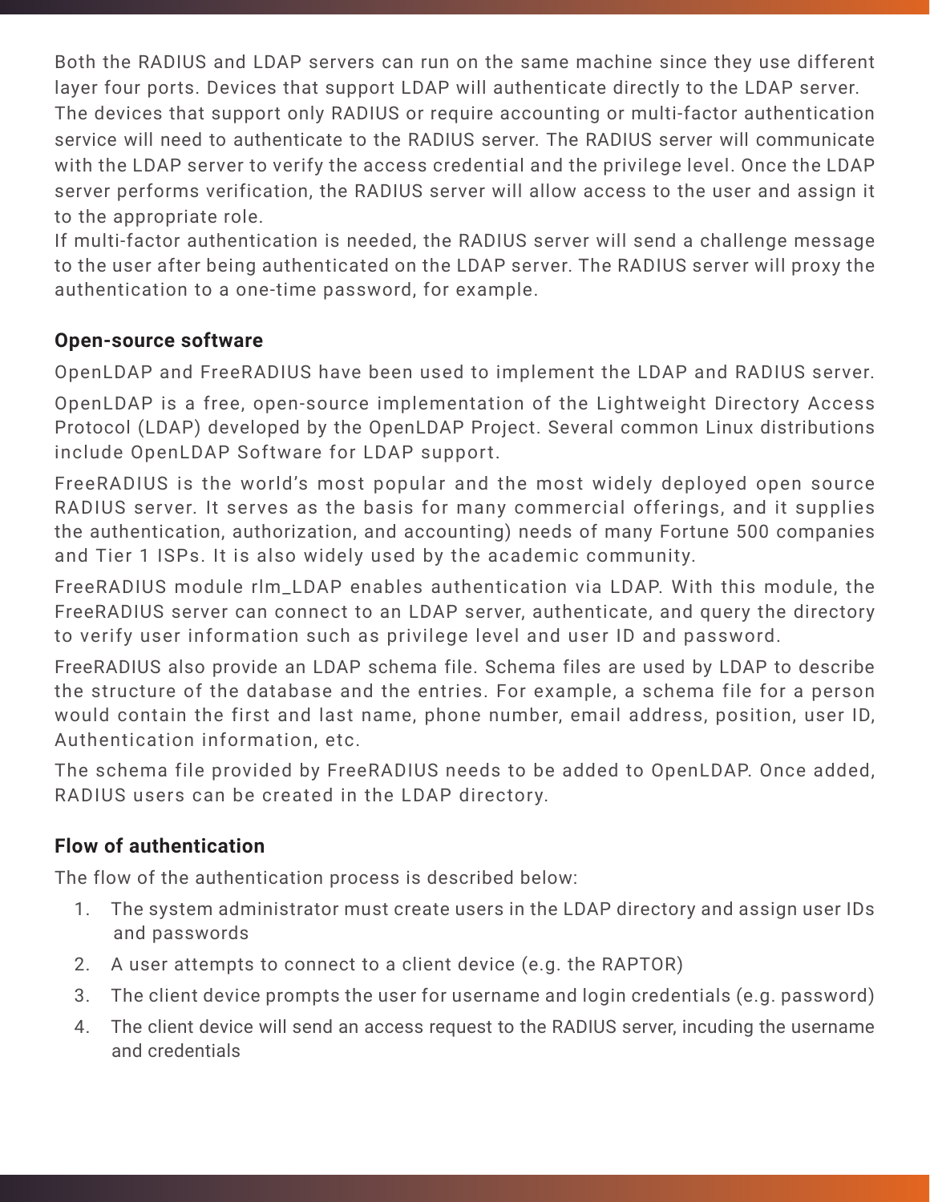Both the RADIUS and LDAP servers can run on the same machine since they use different layer four ports. Devices that support LDAP will authenticate directly to the LDAP server. The devices that support only RADIUS or require accounting or multi-factor authentication service will need to authenticate to the RADIUS server. The RADIUS server will communicate with the LDAP server to verify the access credential and the privilege level. Once the LDAP server performs verification, the RADIUS server will allow access to the user and assign it to the appropriate role.

If multi-factor authentication is needed, the RADIUS server will send a challenge message to the user after being authenticated on the LDAP server. The RADIUS server will proxy the authentication to a one-time password, for example.

### Open-source software

OpenLDAP and FreeRADIUS have been used to implement the LDAP and RADIUS server.

OpenLDAP is a free, open-source implementation of the Lightweight Directory Access Protocol (LDAP) developed by the OpenLDAP Project. Several common Linux distributions include OpenLDAP Software for LDAP support.

FreeRADIUS is the world's most popular and the most widely deployed open source RADIUS server. It serves as the basis for many commercial offerings, and it supplies the authentication, authorization, and accounting) needs of many Fortune 500 companies and Tier 1 ISPs. It is also widely used by the academic community.

FreeRADIUS module rlm_LDAP enables authentication via LDAP. With this module, the FreeRADIUS server can connect to an LDAP server, authenticate, and query the directory to verify user information such as privilege level and user ID and password.

FreeRADIUS also provide an LDAP schema file. Schema files are used by LDAP to describe the structure of the database and the entries. For example, a schema file for a person would contain the first and last name, phone number, email address, position, user ID, Authentication information, etc.

The schema file provided by FreeRADIUS needs to be added to OpenLDAP. Once added, RADIUS users can be created in the LDAP directory.

### Flow of authentication

The flow of the authentication process is described below:

1. The system administrator must create users in the LDAP directory and assign user IDs and passwords
2. A user attempts to connect to a client device (e.g. the RAPTOR)
3. The client device prompts the user for username and login credentials (e.g. password)
4. The client device will send an access request to the RADIUS server, incuding the username and credentials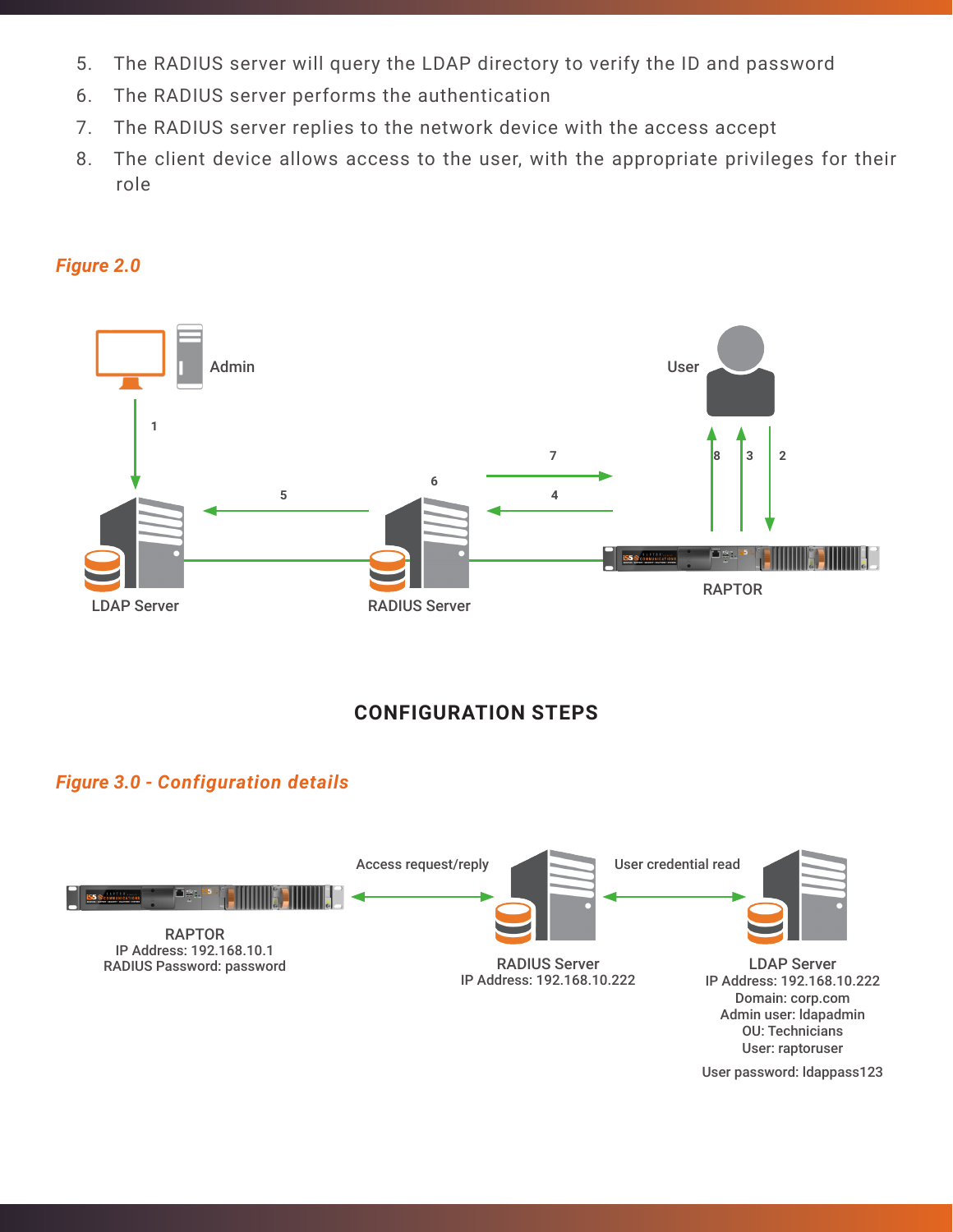5. The RADIUS server will query the LDAP directory to verify the ID and password
6. The RADIUS server performs the authentication
7. The RADIUS server replies to the network device with the access accept
8. The client device allows access to the user, with the appropriate privileges for their role

*Figure 2.0*

## CONFIGURATION STEPS

*Figure 3.0 - Configuration details*

RAPTOR
IP Address: 192.168.10.1
RADIUS Password: password

RADIUS Server
IP Address: 192.168.10.222

LDAP Server
IP Address: 192.168.10.222
Domain: corp.com
Admin user: ldapadmin
OU: Technicians
User: raptoruser
User password: ldappass123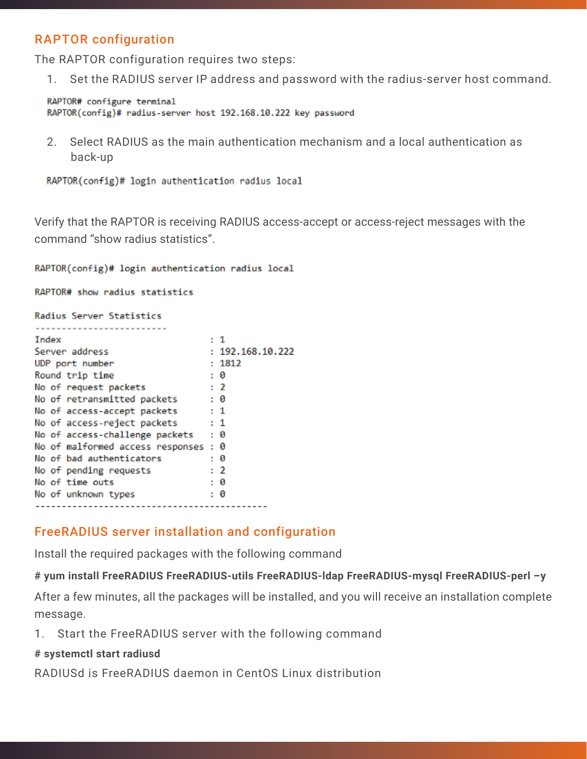## RAPTOR configuration

The RAPTOR configuration requires two steps:

1. Set the RADIUS server IP address and password with the radius-server host command.

```
RAPTOR# configure terminal
RAPTOR(config)# radius-server host 192.168.10.222 key password
```

2. Select RADIUS as the main authentication mechanism and a local authentication as back-up

```
RAPTOR(config)# login authentication radius local
```

Verify that the RAPTOR is receiving RADIUS access-accept or access-reject messages with the command “show radius statistics”.

```
RAPTOR(config)# login authentication radius local

RAPTOR# show radius statistics

Radius Server Statistics
-------------------------
Index                           : 1
Server address                  : 192.168.10.222
UDP port number                 : 1812
Round trip time                 : 0
No of request packets           : 2
No of retransmitted packets     : 0
No of access-accept packets     : 1
No of access-reject packets     : 1
No of access-challenge packets  : 0
No of malformed access responses : 0
No of bad authenticators        : 0
No of pending requests          : 2
No of time outs                 : 0
No of unknown types             : 0
--------------------------------------------
```

## FreeRADIUS server installation and configuration

Install the required packages with the following command

**# yum install FreeRADIUS FreeRADIUS-utils FreeRADIUS-ldap FreeRADIUS-mysql FreeRADIUS-perl –y**

After a few minutes, all the packages will be installed, and you will receive an installation complete message.

1. Start the FreeRADIUS server with the following command

**# systemctl start radiusd**

RADIUSd is FreeRADIUS daemon in CentOS Linux distribution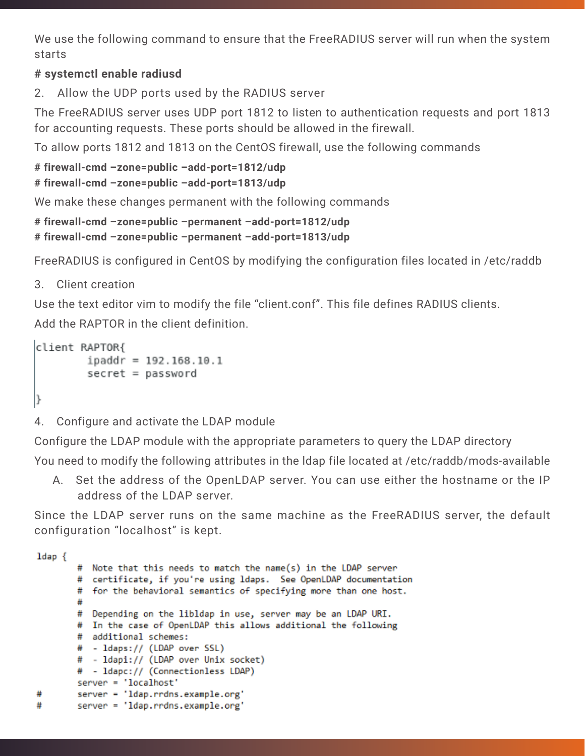We use the following command to ensure that the FreeRADIUS server will run when the system starts

**# systemctl enable radiusd**

2. Allow the UDP ports used by the RADIUS server

The FreeRADIUS server uses UDP port 1812 to listen to authentication requests and port 1813 for accounting requests. These ports should be allowed in the firewall.

To allow ports 1812 and 1813 on the CentOS firewall, use the following commands

**# firewall-cmd –zone=public –add-port=1812/udp**
**# firewall-cmd –zone=public –add-port=1813/udp**

We make these changes permanent with the following commands

**# firewall-cmd –zone=public –permanent –add-port=1812/udp**
**# firewall-cmd –zone=public –permanent –add-port=1813/udp**

FreeRADIUS is configured in CentOS by modifying the configuration files located in /etc/raddb

3. Client creation

Use the text editor vim to modify the file “client.conf”. This file defines RADIUS clients.

Add the RAPTOR in the client definition.

```
client RAPTOR{
        ipaddr = 192.168.10.1
        secret = password

}
```

4. Configure and activate the LDAP module

Configure the LDAP module with the appropriate parameters to query the LDAP directory

You need to modify the following attributes in the ldap file located at /etc/raddb/mods-available

A. Set the address of the OpenLDAP server. You can use either the hostname or the IP address of the LDAP server.

Since the LDAP server runs on the same machine as the FreeRADIUS server, the default configuration “localhost” is kept.

```
ldap {
        #  Note that this needs to match the name(s) in the LDAP server
        #  certificate, if you're using ldaps.  See OpenLDAP documentation
        #  for the behavioral semantics of specifying more than one host.
        #
        #  Depending on the libldap in use, server may be an LDAP URI.
        #  In the case of OpenLDAP this allows additional the following
        #  additional schemes:
        #  - ldaps:// (LDAP over SSL)
        #  - ldapi:// (LDAP over Unix socket)
        #  - ldapc:// (Connectionless LDAP)
        server = 'localhost'
#       server = 'ldap.rrdns.example.org'
#       server = 'ldap.rrdns.example.org'
```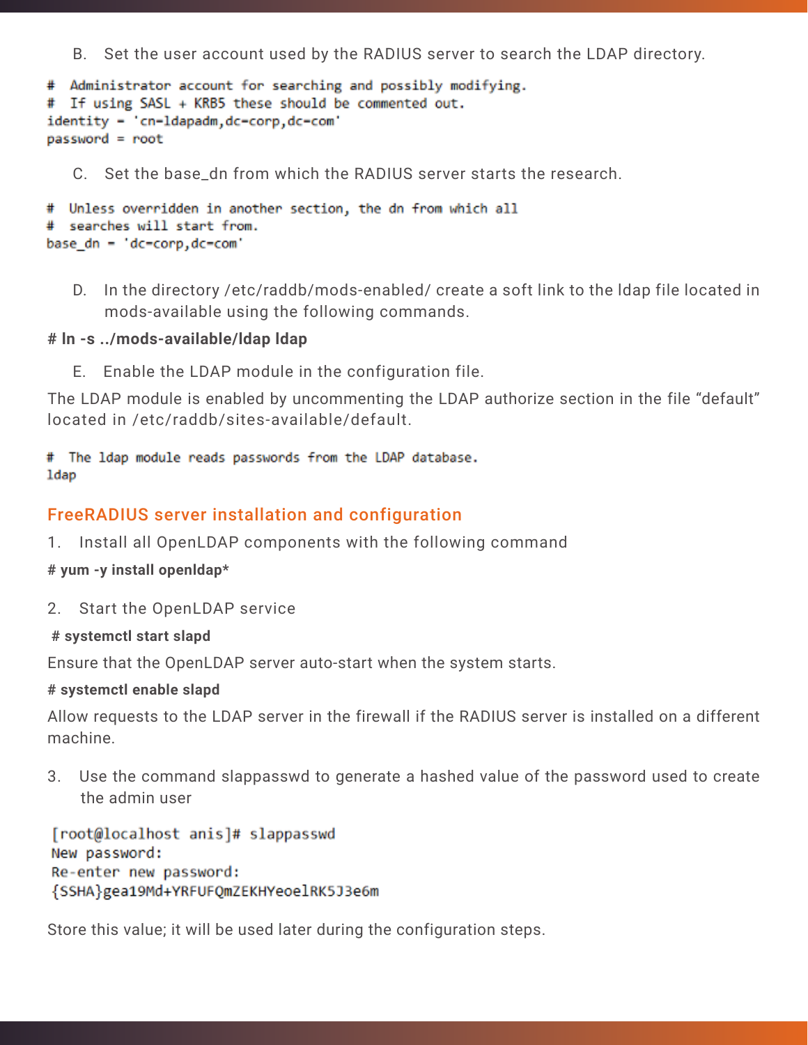B. Set the user account used by the RADIUS server to search the LDAP directory.

```
#  Administrator account for searching and possibly modifying.
#  If using SASL + KRB5 these should be commented out.
identity = 'cn=ldapadm,dc=corp,dc=com'
password = root
```

C. Set the base_dn from which the RADIUS server starts the research.

```
#  Unless overridden in another section, the dn from which all
#  searches will start from.
base_dn = 'dc=corp,dc=com'
```

D. In the directory /etc/raddb/mods-enabled/ create a soft link to the ldap file located in mods-available using the following commands.

# **ln -s ../mods-available/ldap ldap**

E. Enable the LDAP module in the configuration file.

The LDAP module is enabled by uncommenting the LDAP authorize section in the file “default” located in /etc/raddb/sites-available/default.

```
#  The ldap module reads passwords from the LDAP database.
ldap
```

## FreeRADIUS server installation and configuration

1. Install all OpenLDAP components with the following command

# **yum -y install openldap***

2. Start the OpenLDAP service

# **systemctl start slapd**

Ensure that the OpenLDAP server auto-start when the system starts.

# **systemctl enable slapd**

Allow requests to the LDAP server in the firewall if the RADIUS server is installed on a different machine.

3. Use the command slappasswd to generate a hashed value of the password used to create the admin user

```
[root@localhost anis]# slappasswd
New password:
Re-enter new password:
{SSHA}gea19Md+YRFUFQmZEKHYeoelRK5J3e6m
```

Store this value; it will be used later during the configuration steps.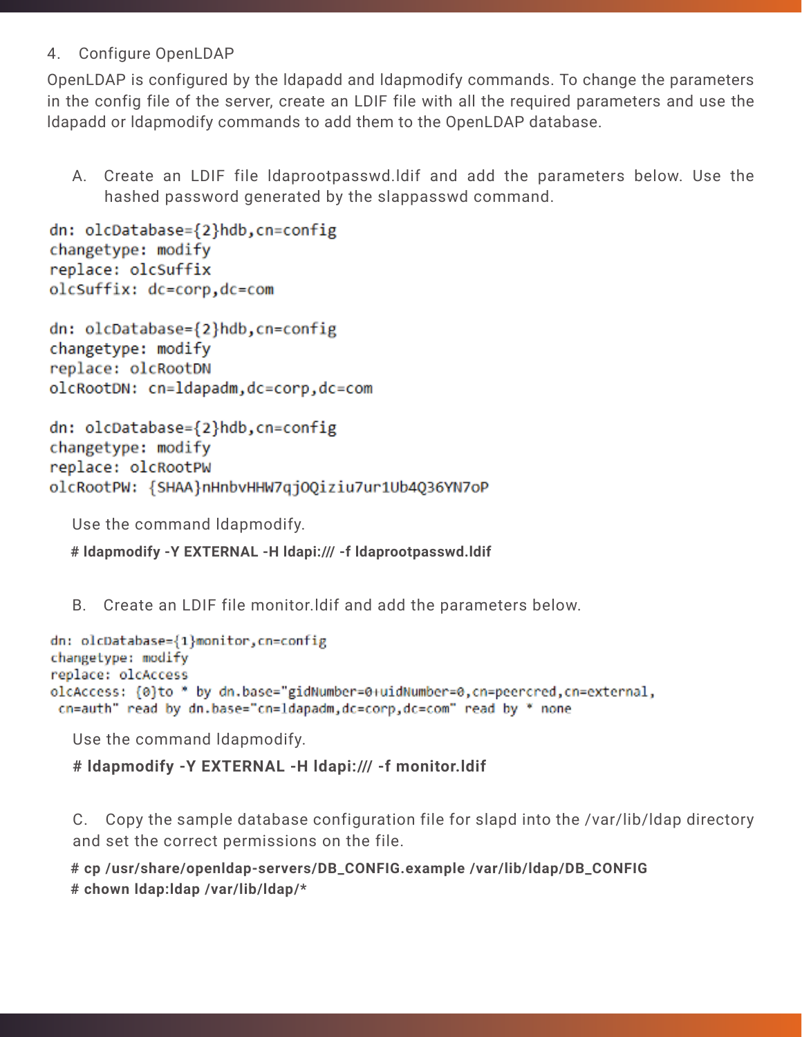4. Configure OpenLDAP

OpenLDAP is configured by the ldapadd and ldapmodify commands. To change the parameters in the config file of the server, create an LDIF file with all the required parameters and use the ldapadd or ldapmodify commands to add them to the OpenLDAP database.

A. Create an LDIF file ldaprootpasswd.ldif and add the parameters below. Use the hashed password generated by the slappasswd command.

```
dn: olcDatabase={2}hdb,cn=config
changetype: modify
replace: olcSuffix
olcSuffix: dc=corp,dc=com

dn: olcDatabase={2}hdb,cn=config
changetype: modify
replace: olcRootDN
olcRootDN: cn=ldapadm,dc=corp,dc=com

dn: olcDatabase={2}hdb,cn=config
changetype: modify
replace: olcRootPW
olcRootPW: {SHAA}nHnbvHHW7qjOQiziu7ur1Ub4Q36YN7oP
```

Use the command ldapmodify.

```
# ldapmodify -Y EXTERNAL -H ldapi:/// -f ldaprootpasswd.ldif
```

B. Create an LDIF file monitor.ldif and add the parameters below.

```
dn: olcDatabase={1}monitor,cn=config
changetype: modify
replace: olcAccess
olcAccess: {0}to * by dn.base="gidNumber=0+uidNumber=0,cn=peercred,cn=external,
 cn=auth" read by dn.base="cn=ldapadm,dc=corp,dc=com" read by * none
```

Use the command ldapmodify.

```
# ldapmodify -Y EXTERNAL -H ldapi:/// -f monitor.ldif
```

C. Copy the sample database configuration file for slapd into the /var/lib/ldap directory and set the correct permissions on the file.

```
# cp /usr/share/openldap-servers/DB_CONFIG.example /var/lib/ldap/DB_CONFIG
# chown ldap:ldap /var/lib/ldap/*
```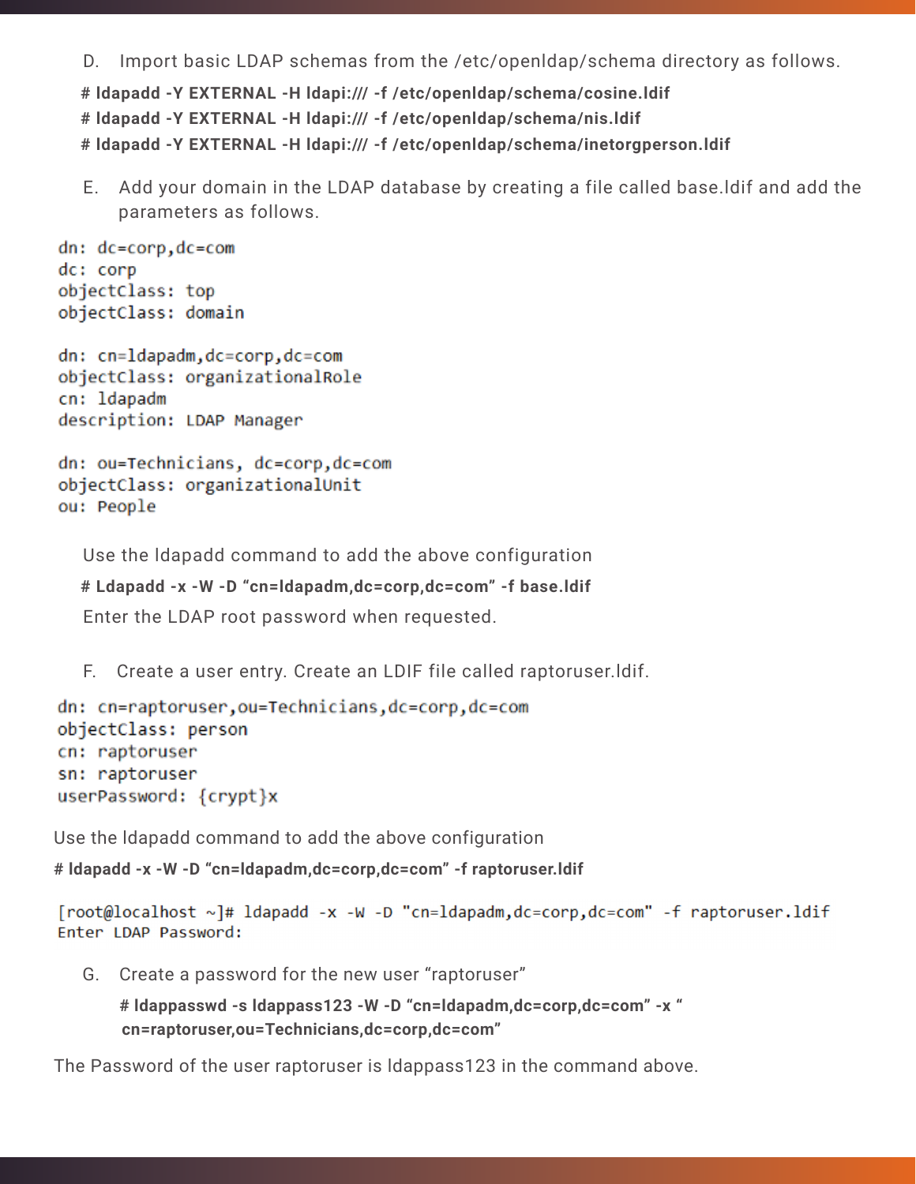D. Import basic LDAP schemas from the /etc/openldap/schema directory as follows.

**# ldapadd -Y EXTERNAL -H ldapi:/// -f /etc/openldap/schema/cosine.ldif**

**# ldapadd -Y EXTERNAL -H ldapi:/// -f /etc/openldap/schema/nis.ldif**

**# ldapadd -Y EXTERNAL -H ldapi:/// -f /etc/openldap/schema/inetorgperson.ldif**

E. Add your domain in the LDAP database by creating a file called base.ldif and add the parameters as follows.

```
dn: dc=corp,dc=com
dc: corp
objectClass: top
objectClass: domain

dn: cn=ldapadm,dc=corp,dc=com
objectClass: organizationalRole
cn: ldapadm
description: LDAP Manager

dn: ou=Technicians, dc=corp,dc=com
objectClass: organizationalUnit
ou: People
```

Use the ldapadd command to add the above configuration

**# Ldapadd -x -W -D "cn=ldapadm,dc=corp,dc=com" -f base.ldif**

Enter the LDAP root password when requested.

F. Create a user entry. Create an LDIF file called raptoruser.ldif.

```
dn: cn=raptoruser,ou=Technicians,dc=corp,dc=com
objectClass: person
cn: raptoruser
sn: raptoruser
userPassword: {crypt}x
```

Use the ldapadd command to add the above configuration

**# ldapadd -x -W -D "cn=ldapadm,dc=corp,dc=com" -f raptoruser.ldif**

```
[root@localhost ~]# ldapadd -x -W -D "cn=ldapadm,dc=corp,dc=com" -f raptoruser.ldif
Enter LDAP Password:
```

G. Create a password for the new user "raptoruser"

**# ldappasswd -s ldappass123 -W -D "cn=ldapadm,dc=corp,dc=com" -x " cn=raptoruser,ou=Technicians,dc=corp,dc=com"**

The Password of the user raptoruser is ldappass123 in the command above.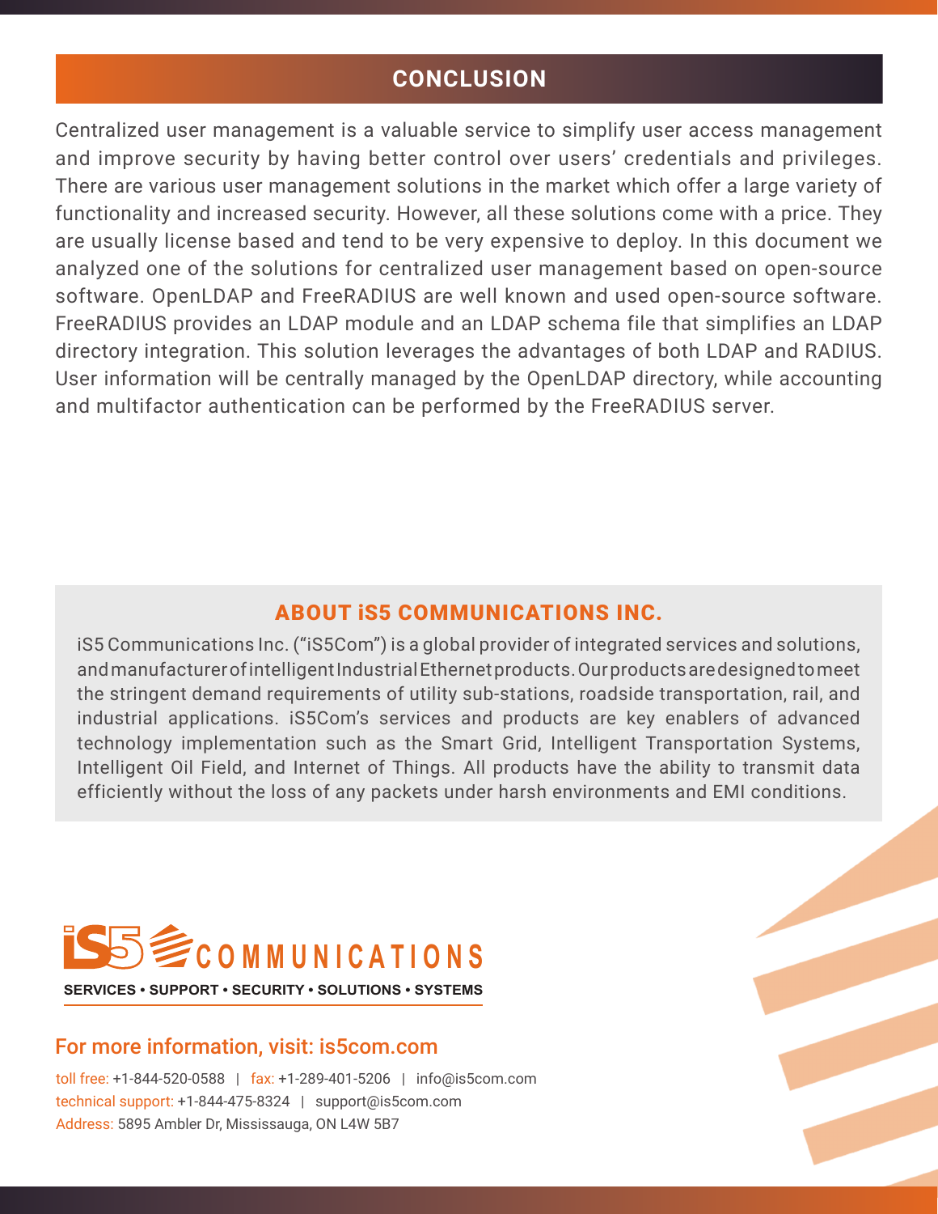## CONCLUSION

Centralized user management is a valuable service to simplify user access management and improve security by having better control over users' credentials and privileges. There are various user management solutions in the market which offer a large variety of functionality and increased security. However, all these solutions come with a price. They are usually license based and tend to be very expensive to deploy. In this document we analyzed one of the solutions for centralized user management based on open-source software. OpenLDAP and FreeRADIUS are well known and used open-source software. FreeRADIUS provides an LDAP module and an LDAP schema file that simplifies an LDAP directory integration. This solution leverages the advantages of both LDAP and RADIUS. User information will be centrally managed by the OpenLDAP directory, while accounting and multifactor authentication can be performed by the FreeRADIUS server.

## ABOUT iS5 COMMUNICATIONS INC.

iS5 Communications Inc. ("iS5Com") is a global provider of integrated services and solutions, and manufacturer of intelligent Industrial Ethernet products. Our products are designed to meet the stringent demand requirements of utility sub-stations, roadside transportation, rail, and industrial applications. iS5Com's services and products are key enablers of advanced technology implementation such as the Smart Grid, Intelligent Transportation Systems, Intelligent Oil Field, and Internet of Things. All products have the ability to transmit data efficiently without the loss of any packets under harsh environments and EMI conditions.

iS5 COMMUNICATIONS

SERVICES • SUPPORT • SECURITY • SOLUTIONS • SYSTEMS

For more information, visit: is5com.com

toll free: +1-844-520-0588 | fax: +1-289-401-5206 | info@is5com.com
technical support: +1-844-475-8324 | support@is5com.com
Address: 5895 Ambler Dr, Mississauga, ON L4W 5B7